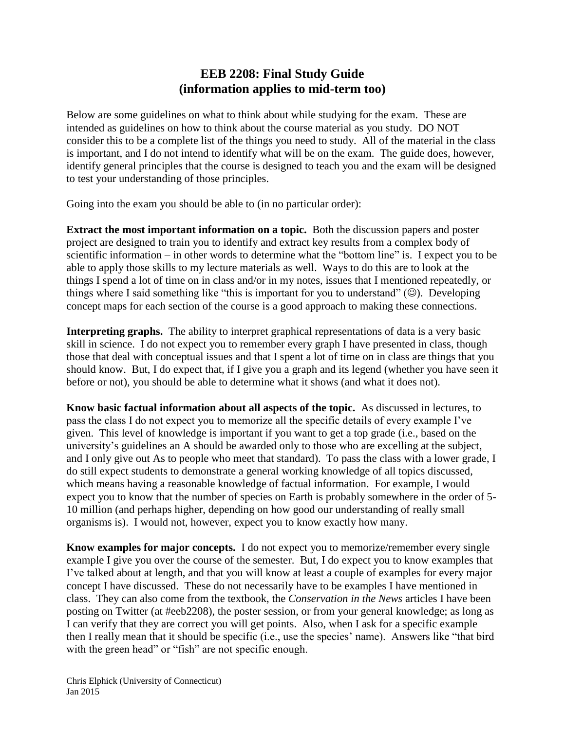# EEB 2208: Final Study Guide
## (information applies to mid-term too)

Below are some guidelines on what to think about while studying for the exam. These are intended as guidelines on how to think about the course material as you study. DO NOT consider this to be a complete list of the things you need to study. All of the material in the class is important, and I do not intend to identify what will be on the exam. The guide does, however, identify general principles that the course is designed to teach you and the exam will be designed to test your understanding of those principles.

Going into the exam you should be able to (in no particular order):

**Extract the most important information on a topic.** Both the discussion papers and poster project are designed to train you to identify and extract key results from a complex body of scientific information – in other words to determine what the "bottom line" is. I expect you to be able to apply those skills to my lecture materials as well. Ways to do this are to look at the things I spend a lot of time on in class and/or in my notes, issues that I mentioned repeatedly, or things where I said something like "this is important for you to understand" (☺). Developing concept maps for each section of the course is a good approach to making these connections.

**Interpreting graphs.** The ability to interpret graphical representations of data is a very basic skill in science. I do not expect you to remember every graph I have presented in class, though those that deal with conceptual issues and that I spent a lot of time on in class are things that you should know. But, I do expect that, if I give you a graph and its legend (whether you have seen it before or not), you should be able to determine what it shows (and what it does not).

**Know basic factual information about all aspects of the topic.** As discussed in lectures, to pass the class I do not expect you to memorize all the specific details of every example I've given. This level of knowledge is important if you want to get a top grade (i.e., based on the university's guidelines an A should be awarded only to those who are excelling at the subject, and I only give out As to people who meet that standard). To pass the class with a lower grade, I do still expect students to demonstrate a general working knowledge of all topics discussed, which means having a reasonable knowledge of factual information. For example, I would expect you to know that the number of species on Earth is probably somewhere in the order of 5-10 million (and perhaps higher, depending on how good our understanding of really small organisms is). I would not, however, expect you to know exactly how many.

**Know examples for major concepts.** I do not expect you to memorize/remember every single example I give you over the course of the semester. But, I do expect you to know examples that I've talked about at length, and that you will know at least a couple of examples for every major concept I have discussed. These do not necessarily have to be examples I have mentioned in class. They can also come from the textbook, the *Conservation in the News* articles I have been posting on Twitter (at #eeb2208), the poster session, or from your general knowledge; as long as I can verify that they are correct you will get points. Also, when I ask for a <u>specific</u> example then I really mean that it should be specific (i.e., use the species' name). Answers like "that bird with the green head" or "fish" are not specific enough.

Chris Elphick (University of Connecticut)
Jan 2015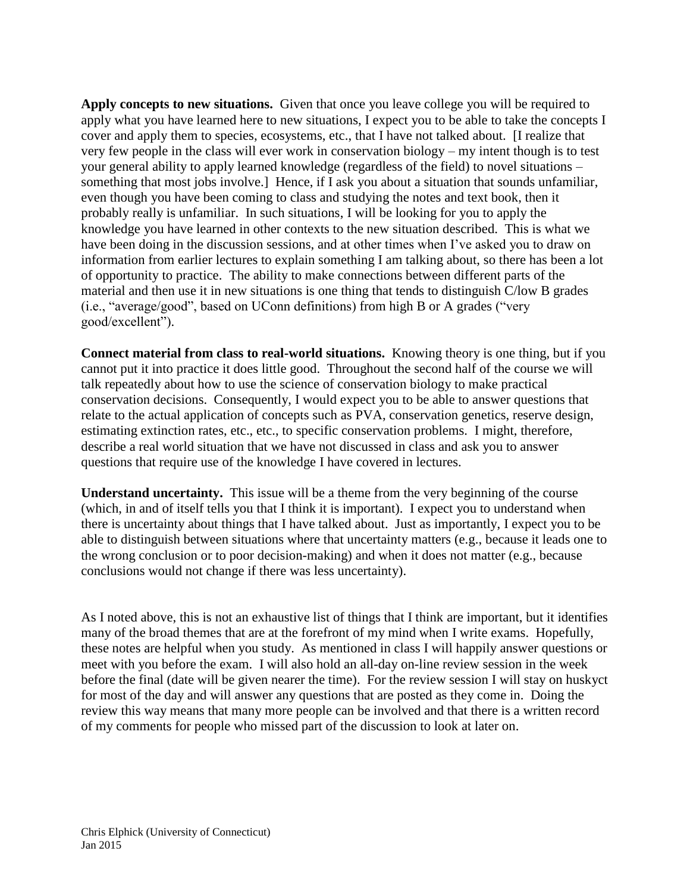**Apply concepts to new situations.** Given that once you leave college you will be required to apply what you have learned here to new situations, I expect you to be able to take the concepts I cover and apply them to species, ecosystems, etc., that I have not talked about. [I realize that very few people in the class will ever work in conservation biology – my intent though is to test your general ability to apply learned knowledge (regardless of the field) to novel situations – something that most jobs involve.] Hence, if I ask you about a situation that sounds unfamiliar, even though you have been coming to class and studying the notes and text book, then it probably really is unfamiliar. In such situations, I will be looking for you to apply the knowledge you have learned in other contexts to the new situation described. This is what we have been doing in the discussion sessions, and at other times when I've asked you to draw on information from earlier lectures to explain something I am talking about, so there has been a lot of opportunity to practice. The ability to make connections between different parts of the material and then use it in new situations is one thing that tends to distinguish C/low B grades (i.e., "average/good", based on UConn definitions) from high B or A grades ("very good/excellent").

**Connect material from class to real-world situations.** Knowing theory is one thing, but if you cannot put it into practice it does little good. Throughout the second half of the course we will talk repeatedly about how to use the science of conservation biology to make practical conservation decisions. Consequently, I would expect you to be able to answer questions that relate to the actual application of concepts such as PVA, conservation genetics, reserve design, estimating extinction rates, etc., etc., to specific conservation problems. I might, therefore, describe a real world situation that we have not discussed in class and ask you to answer questions that require use of the knowledge I have covered in lectures.

**Understand uncertainty.** This issue will be a theme from the very beginning of the course (which, in and of itself tells you that I think it is important). I expect you to understand when there is uncertainty about things that I have talked about. Just as importantly, I expect you to be able to distinguish between situations where that uncertainty matters (e.g., because it leads one to the wrong conclusion or to poor decision-making) and when it does not matter (e.g., because conclusions would not change if there was less uncertainty).

As I noted above, this is not an exhaustive list of things that I think are important, but it identifies many of the broad themes that are at the forefront of my mind when I write exams. Hopefully, these notes are helpful when you study. As mentioned in class I will happily answer questions or meet with you before the exam. I will also hold an all-day on-line review session in the week before the final (date will be given nearer the time). For the review session I will stay on huskyct for most of the day and will answer any questions that are posted as they come in. Doing the review this way means that many more people can be involved and that there is a written record of my comments for people who missed part of the discussion to look at later on.

Chris Elphick (University of Connecticut)
Jan 2015